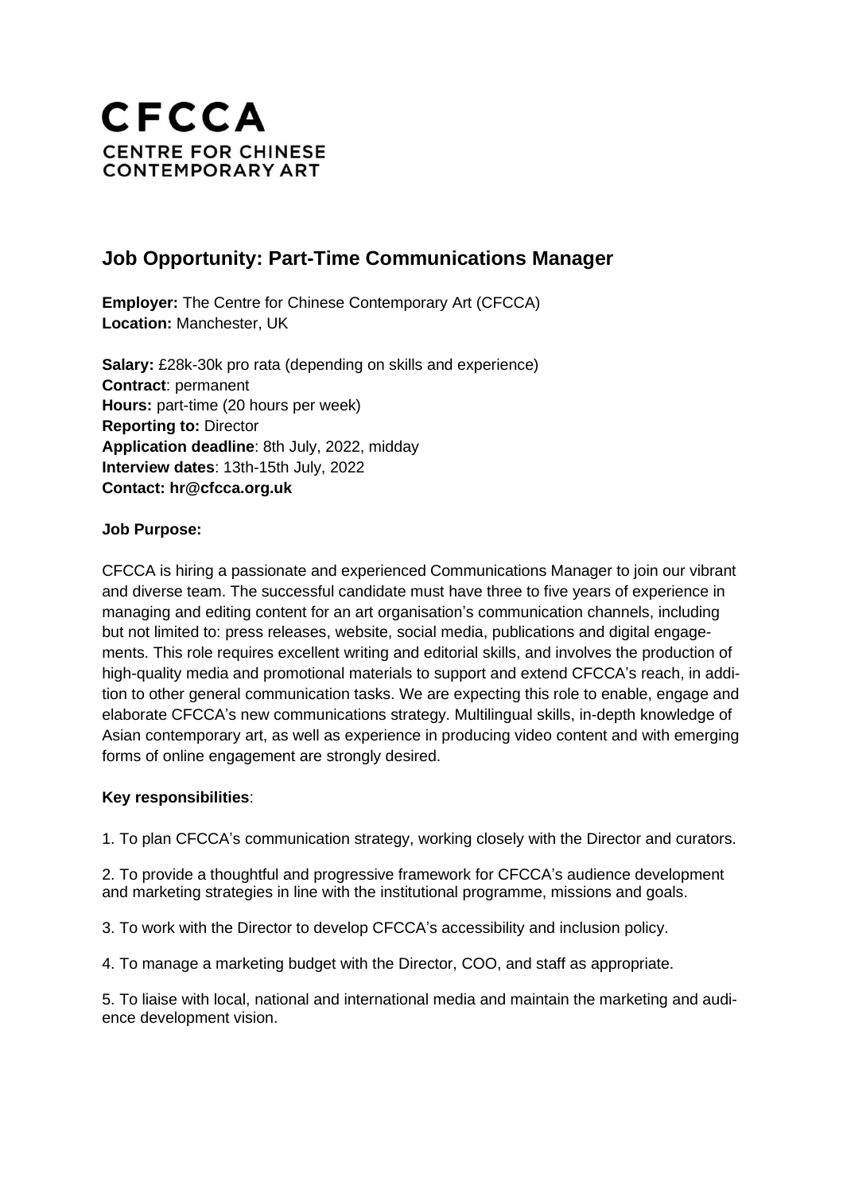# CFCCA
CENTRE FOR CHINESE CONTEMPORARY ART

## Job Opportunity: Part-Time Communications Manager

**Employer:** The Centre for Chinese Contemporary Art (CFCCA)
**Location:** Manchester, UK

**Salary:** £28k-30k pro rata (depending on skills and experience)
**Contract**: permanent
**Hours:** part-time (20 hours per week)
**Reporting to:** Director
**Application deadline**: 8th July, 2022, midday
**Interview dates**: 13th-15th July, 2022
**Contact: hr@cfcca.org.uk**

**Job Purpose:**

CFCCA is hiring a passionate and experienced Communications Manager to join our vibrant and diverse team. The successful candidate must have three to five years of experience in managing and editing content for an art organisation's communication channels, including but not limited to: press releases, website, social media, publications and digital engagements. This role requires excellent writing and editorial skills, and involves the production of high-quality media and promotional materials to support and extend CFCCA's reach, in addition to other general communication tasks. We are expecting this role to enable, engage and elaborate CFCCA's new communications strategy. Multilingual skills, in-depth knowledge of Asian contemporary art, as well as experience in producing video content and with emerging forms of online engagement are strongly desired.

**Key responsibilities**:

1. To plan CFCCA's communication strategy, working closely with the Director and curators.

2. To provide a thoughtful and progressive framework for CFCCA's audience development and marketing strategies in line with the institutional programme, missions and goals.

3. To work with the Director to develop CFCCA's accessibility and inclusion policy.

4. To manage a marketing budget with the Director, COO, and staff as appropriate.

5. To liaise with local, national and international media and maintain the marketing and audience development vision.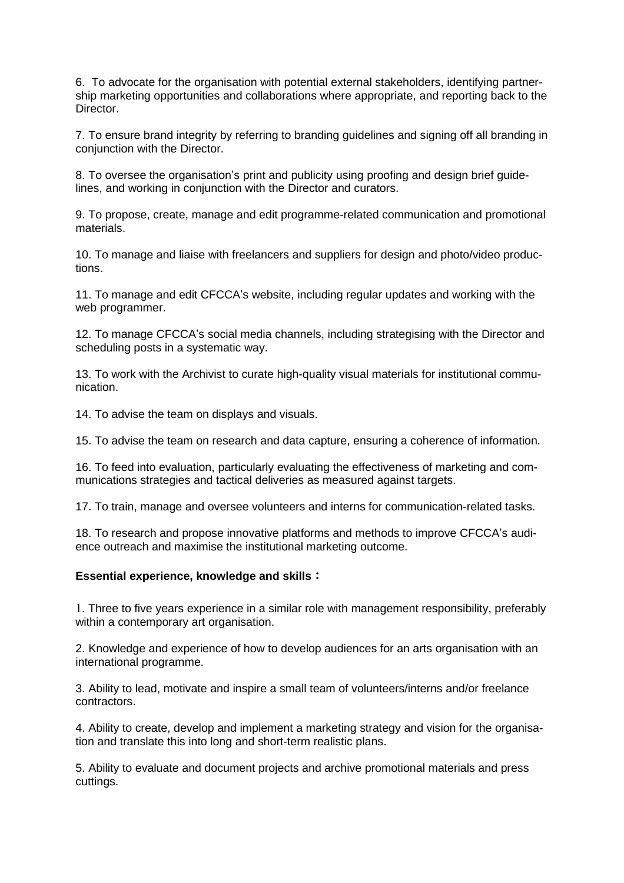6. To advocate for the organisation with potential external stakeholders, identifying partnership marketing opportunities and collaborations where appropriate, and reporting back to the Director.

7. To ensure brand integrity by referring to branding guidelines and signing off all branding in conjunction with the Director.

8. To oversee the organisation's print and publicity using proofing and design brief guidelines, and working in conjunction with the Director and curators.

9. To propose, create, manage and edit programme-related communication and promotional materials.

10. To manage and liaise with freelancers and suppliers for design and photo/video productions.

11. To manage and edit CFCCA's website, including regular updates and working with the web programmer.

12. To manage CFCCA's social media channels, including strategising with the Director and scheduling posts in a systematic way.

13. To work with the Archivist to curate high-quality visual materials for institutional communication.

14. To advise the team on displays and visuals.

15. To advise the team on research and data capture, ensuring a coherence of information.

16. To feed into evaluation, particularly evaluating the effectiveness of marketing and communications strategies and tactical deliveries as measured against targets.

17. To train, manage and oversee volunteers and interns for communication-related tasks.

18. To research and propose innovative platforms and methods to improve CFCCA's audience outreach and maximise the institutional marketing outcome.

**Essential experience, knowledge and skills：**

1. Three to five years experience in a similar role with management responsibility, preferably within a contemporary art organisation.

2. Knowledge and experience of how to develop audiences for an arts organisation with an international programme.

3. Ability to lead, motivate and inspire a small team of volunteers/interns and/or freelance contractors.

4. Ability to create, develop and implement a marketing strategy and vision for the organisation and translate this into long and short-term realistic plans.

5. Ability to evaluate and document projects and archive promotional materials and press cuttings.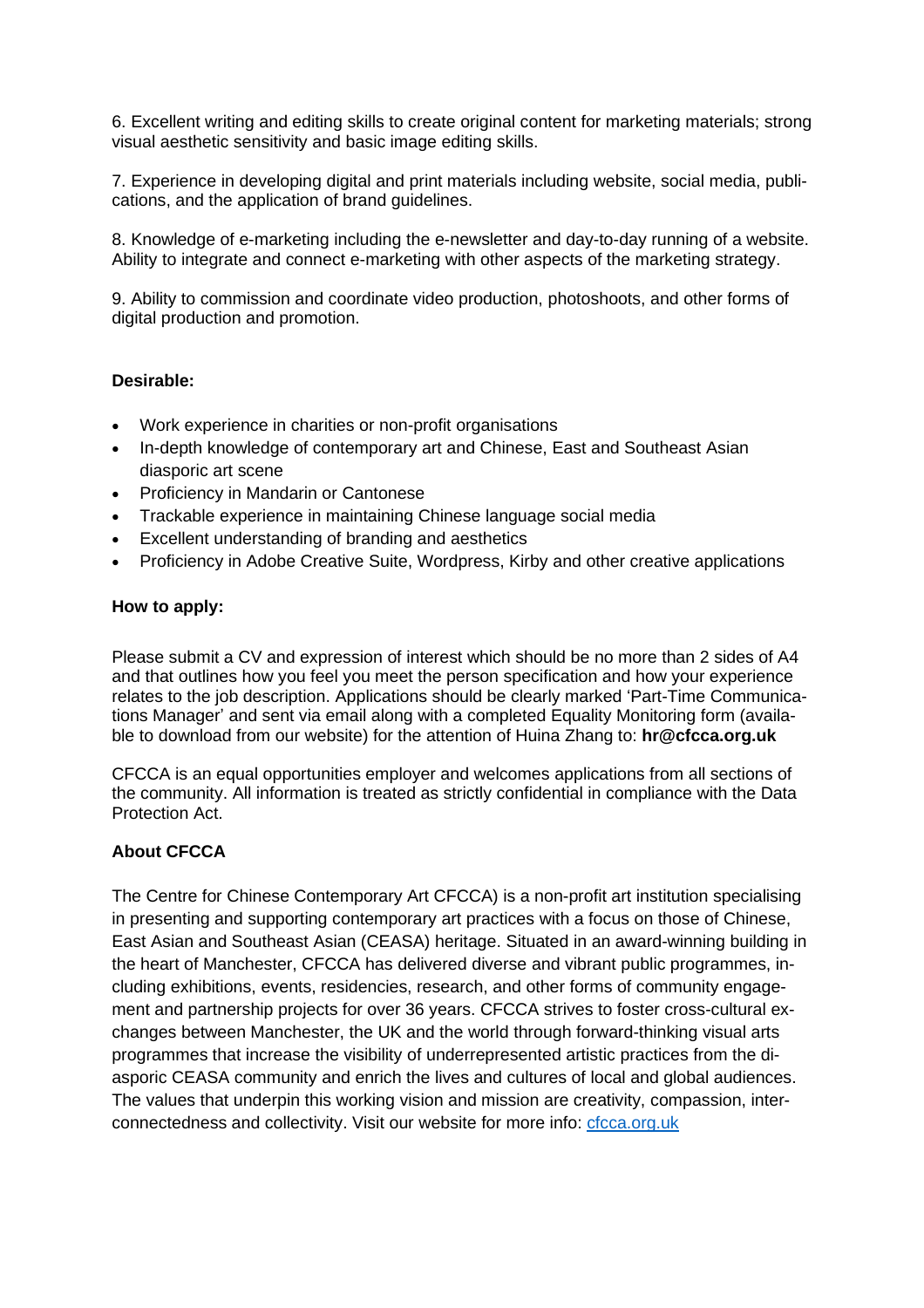6. Excellent writing and editing skills to create original content for marketing materials; strong visual aesthetic sensitivity and basic image editing skills.

7. Experience in developing digital and print materials including website, social media, publications, and the application of brand guidelines.

8. Knowledge of e-marketing including the e-newsletter and day-to-day running of a website. Ability to integrate and connect e-marketing with other aspects of the marketing strategy.

9. Ability to commission and coordinate video production, photoshoots, and other forms of digital production and promotion.

**Desirable:**

- Work experience in charities or non-profit organisations
- In-depth knowledge of contemporary art and Chinese, East and Southeast Asian diasporic art scene
- Proficiency in Mandarin or Cantonese
- Trackable experience in maintaining Chinese language social media
- Excellent understanding of branding and aesthetics
- Proficiency in Adobe Creative Suite, Wordpress, Kirby and other creative applications

**How to apply:**

Please submit a CV and expression of interest which should be no more than 2 sides of A4 and that outlines how you feel you meet the person specification and how your experience relates to the job description. Applications should be clearly marked 'Part-Time Communications Manager' and sent via email along with a completed Equality Monitoring form (available to download from our website) for the attention of Huina Zhang to: **hr@cfcca.org.uk**

CFCCA is an equal opportunities employer and welcomes applications from all sections of the community. All information is treated as strictly confidential in compliance with the Data Protection Act.

**About CFCCA**

The Centre for Chinese Contemporary Art CFCCA) is a non-profit art institution specialising in presenting and supporting contemporary art practices with a focus on those of Chinese, East Asian and Southeast Asian (CEASA) heritage. Situated in an award-winning building in the heart of Manchester, CFCCA has delivered diverse and vibrant public programmes, including exhibitions, events, residencies, research, and other forms of community engagement and partnership projects for over 36 years. CFCCA strives to foster cross-cultural exchanges between Manchester, the UK and the world through forward-thinking visual arts programmes that increase the visibility of underrepresented artistic practices from the diasporic CEASA community and enrich the lives and cultures of local and global audiences. The values that underpin this working vision and mission are creativity, compassion, interconnectedness and collectivity. Visit our website for more info: [cfcca.org.uk](cfcca.org.uk)